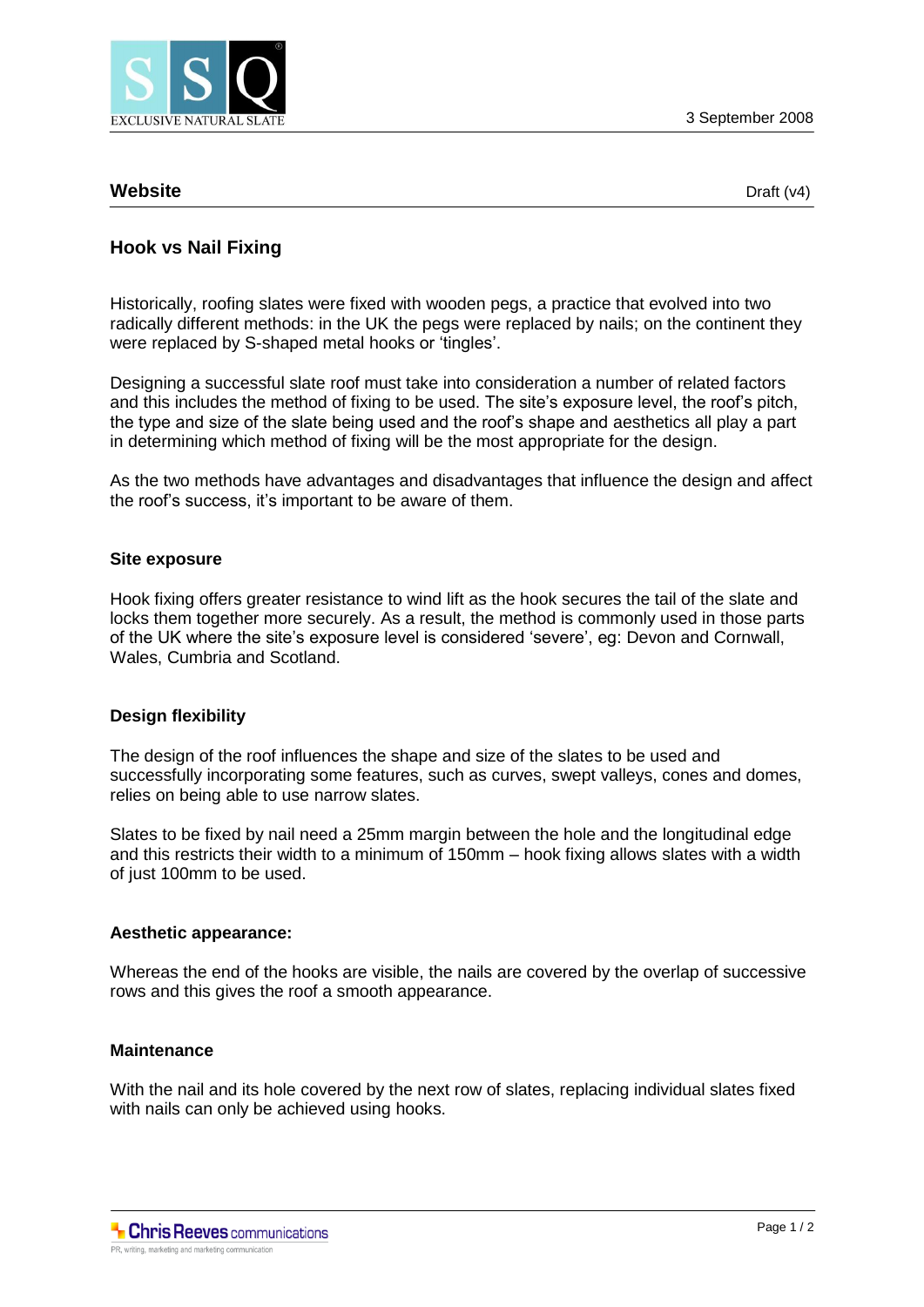3 September 2008

## Website

Draft (v4)

### Hook vs Nail Fixing

Historically, roofing slates were fixed with wooden pegs, a practice that evolved into two radically different methods: in the UK the pegs were replaced by nails; on the continent they were replaced by S-shaped metal hooks or 'tingles'.

Designing a successful slate roof must take into consideration a number of related factors and this includes the method of fixing to be used. The site's exposure level, the roof's pitch, the type and size of the slate being used and the roof's shape and aesthetics all play a part in determining which method of fixing will be the most appropriate for the design.

As the two methods have advantages and disadvantages that influence the design and affect the roof's success, it's important to be aware of them.

**Site exposure**

Hook fixing offers greater resistance to wind lift as the hook secures the tail of the slate and locks them together more securely. As a result, the method is commonly used in those parts of the UK where the site's exposure level is considered 'severe', eg: Devon and Cornwall, Wales, Cumbria and Scotland.

**Design flexibility**

The design of the roof influences the shape and size of the slates to be used and successfully incorporating some features, such as curves, swept valleys, cones and domes, relies on being able to use narrow slates.

Slates to be fixed by nail need a 25mm margin between the hole and the longitudinal edge and this restricts their width to a minimum of 150mm – hook fixing allows slates with a width of just 100mm to be used.

**Aesthetic appearance:**

Whereas the end of the hooks are visible, the nails are covered by the overlap of successive rows and this gives the roof a smooth appearance.

**Maintenance**

With the nail and its hole covered by the next row of slates, replacing individual slates fixed with nails can only be achieved using hooks.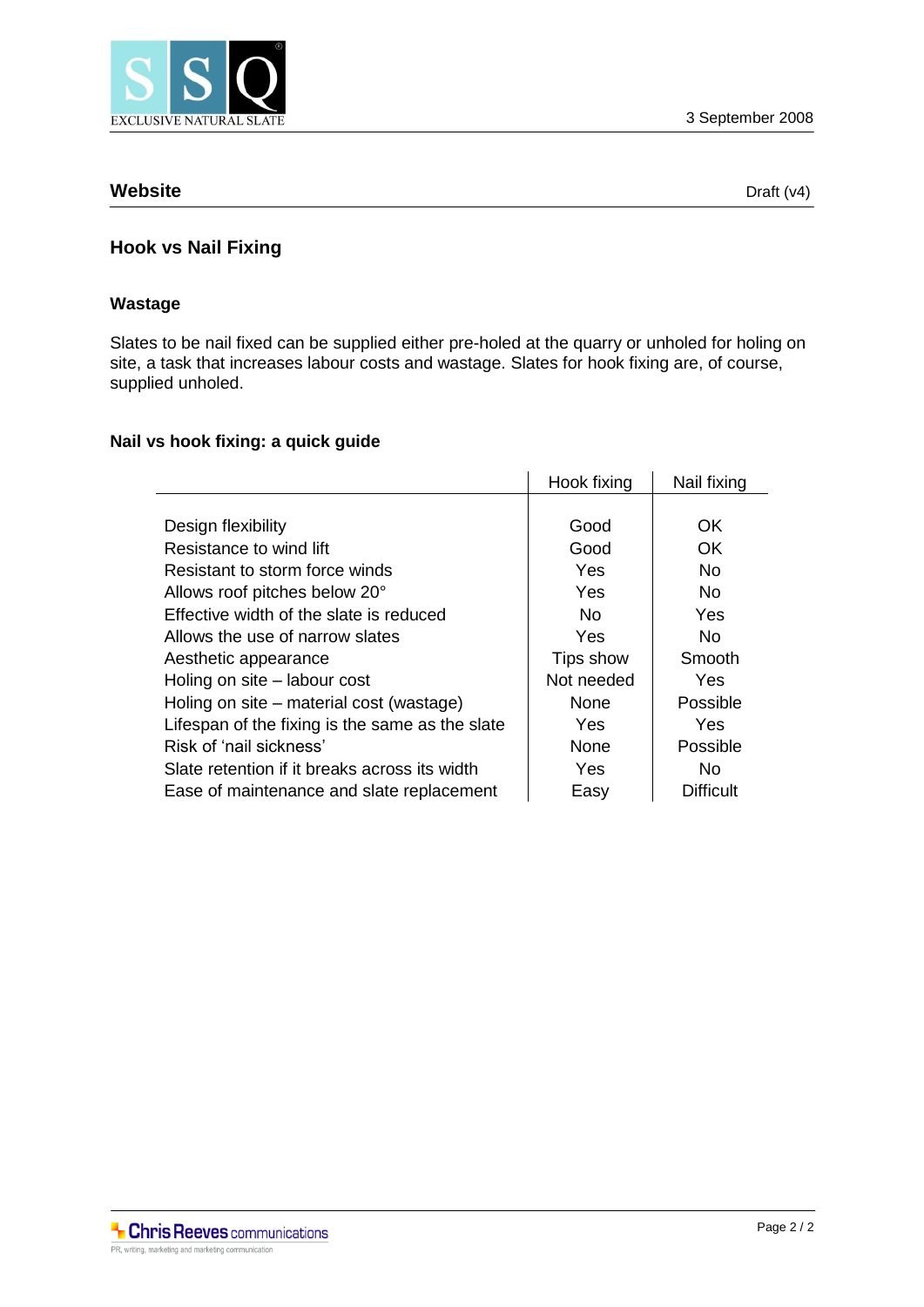## Website

Draft (v4)

### Hook vs Nail Fixing

#### Wastage

Slates to be nail fixed can be supplied either pre-holed at the quarry or unholed for holing on site, a task that increases labour costs and wastage. Slates for hook fixing are, of course, supplied unholed.

#### Nail vs hook fixing: a quick guide

| | Hook fixing | Nail fixing |
|---|---|---|
| Design flexibility | Good | OK |
| Resistance to wind lift | Good | OK |
| Resistant to storm force winds | Yes | No |
| Allows roof pitches below 20° | Yes | No |
| Effective width of the slate is reduced | No | Yes |
| Allows the use of narrow slates | Yes | No |
| Aesthetic appearance | Tips show | Smooth |
| Holing on site – labour cost | Not needed | Yes |
| Holing on site – material cost (wastage) | None | Possible |
| Lifespan of the fixing is the same as the slate | Yes | Yes |
| Risk of 'nail sickness' | None | Possible |
| Slate retention if it breaks across its width | Yes | No |
| Ease of maintenance and slate replacement | Easy | Difficult |